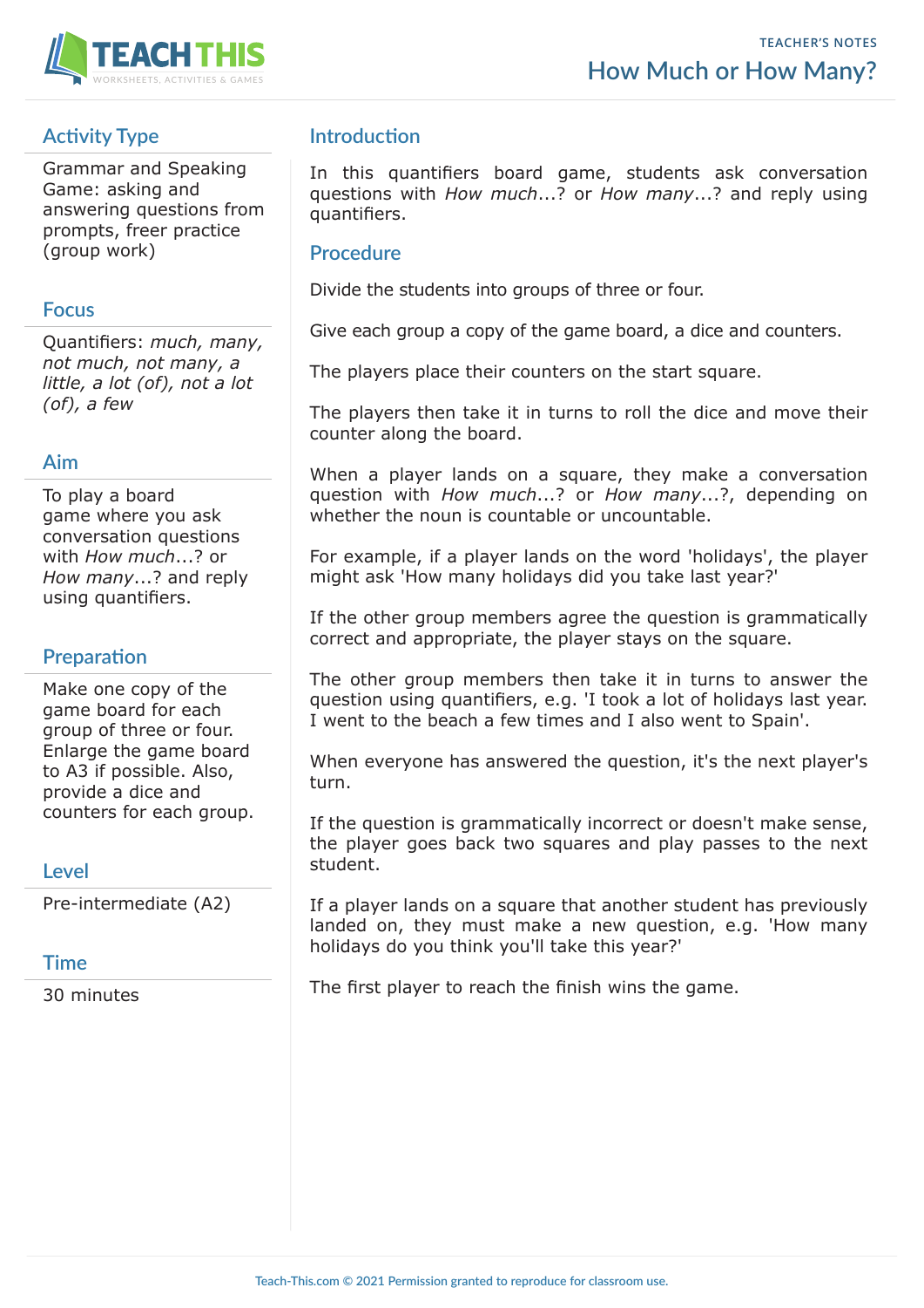# How Much or How Many?

TEACHER'S NOTES

## Activity Type

Grammar and Speaking Game: asking and answering questions from prompts, freer practice (group work)

## Focus

Quantifiers: *much, many, not much, not many, a little, a lot (of), not a lot (of), a few*

## Aim

To play a board game where you ask conversation questions with *How much*...? or *How many*...? and reply using quantifiers.

## Preparation

Make one copy of the game board for each group of three or four. Enlarge the game board to A3 if possible. Also, provide a dice and counters for each group.

## Level

Pre-intermediate (A2)

## Time

30 minutes

## Introduction

In this quantifiers board game, students ask conversation questions with *How much*...? or *How many*...? and reply using quantifiers.

## Procedure

Divide the students into groups of three or four.

Give each group a copy of the game board, a dice and counters.

The players place their counters on the start square.

The players then take it in turns to roll the dice and move their counter along the board.

When a player lands on a square, they make a conversation question with *How much*...? or *How many*...?, depending on whether the noun is countable or uncountable.

For example, if a player lands on the word 'holidays', the player might ask 'How many holidays did you take last year?'

If the other group members agree the question is grammatically correct and appropriate, the player stays on the square.

The other group members then take it in turns to answer the question using quantifiers, e.g. 'I took a lot of holidays last year. I went to the beach a few times and I also went to Spain'.

When everyone has answered the question, it's the next player's turn.

If the question is grammatically incorrect or doesn't make sense, the player goes back two squares and play passes to the next student.

If a player lands on a square that another student has previously landed on, they must make a new question, e.g. 'How many holidays do you think you'll take this year?'

The first player to reach the finish wins the game.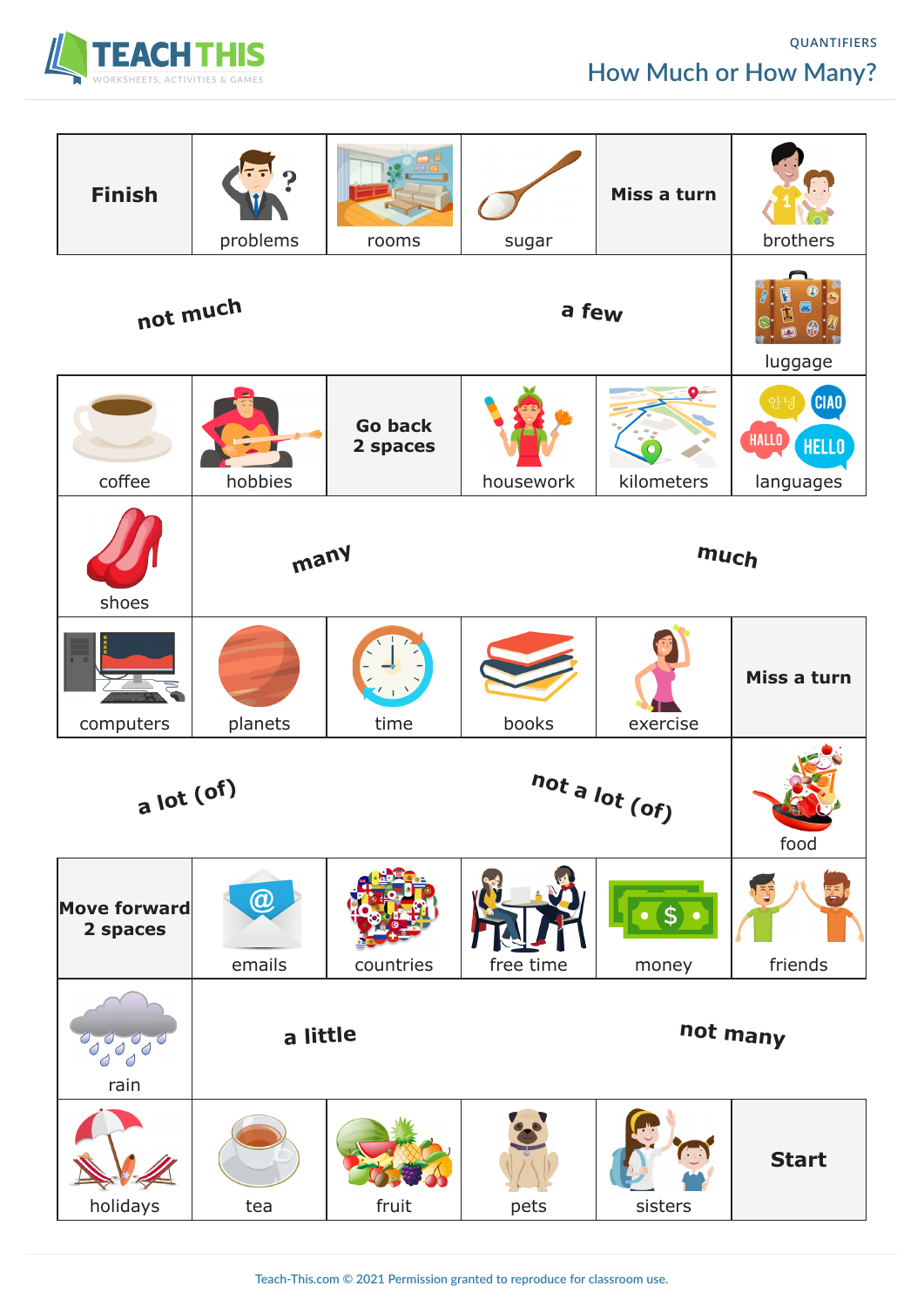# How Much or How Many?

QUANTIFIERS

| | | | | | |
|---|---|---|---|---|---|
| **Finish** | problems | rooms | sugar | **Miss a turn** | brothers |
| | | | | | luggage |
| coffee | hobbies | **Go back 2 spaces** | housework | kilometers | languages |
| shoes | | | | | |
| computers | planets | time | books | exercise | **Miss a turn** |
| | | | | | food |
| **Move forward 2 spaces** | emails | countries | free time | money | friends |
| rain | | | | | |
| holidays | tea | fruit | pets | sisters | **Start** |

**not much**

**a few**

**many**

**much**

**a lot (of)**

**not a lot (of)**

**a little**

**not many**

Teach-This.com © 2021 Permission granted to reproduce for classroom use.